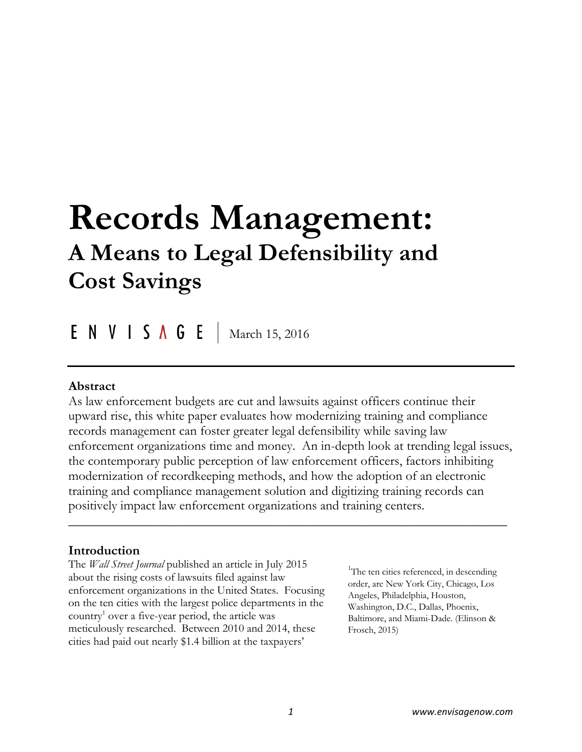# Records Management:

## A Means to Legal Defensibility and Cost Savings

ENVISAGE | March 15, 2016

---

### Abstract

As law enforcement budgets are cut and lawsuits against officers continue their upward rise, this white paper evaluates how modernizing training and compliance records management can foster greater legal defensibility while saving law enforcement organizations time and money. An in-depth look at trending legal issues, the contemporary public perception of law enforcement officers, factors inhibiting modernization of recordkeeping methods, and how the adoption of an electronic training and compliance management solution and digitizing training records can positively impact law enforcement organizations and training centers.

---

### Introduction

The *Wall Street Journal* published an article in July 2015 about the rising costs of lawsuits filed against law enforcement organizations in the United States. Focusing on the ten cities with the largest police departments in the country[1] over a five-year period, the article was meticulously researched. Between 2010 and 2014, these cities had paid out nearly $1.4 billion at the taxpayers'

[1] The ten cities referenced, in descending order, are New York City, Chicago, Los Angeles, Philadelphia, Houston, Washington, D.C., Dallas, Phoenix, Baltimore, and Miami-Dade. (Elinson & Frosch, 2015)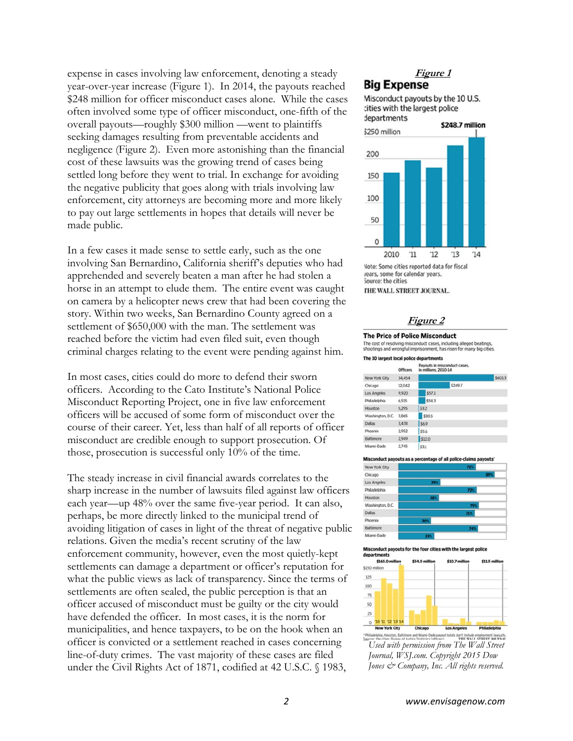expense in cases involving law enforcement, denoting a steady year-over-year increase (Figure 1). In 2014, the payouts reached $248 million for officer misconduct cases alone. While the cases often involved some type of officer misconduct, one-fifth of the overall payouts—roughly $300 million —went to plaintiffs seeking damages resulting from preventable accidents and negligence (Figure 2). Even more astonishing than the financial cost of these lawsuits was the growing trend of cases being settled long before they went to trial. In exchange for avoiding the negative publicity that goes along with trials involving law enforcement, city attorneys are becoming more and more likely to pay out large settlements in hopes that details will never be made public.

In a few cases it made sense to settle early, such as the one involving San Bernardino, California sheriff's deputies who had apprehended and severely beaten a man after he had stolen a horse in an attempt to elude them. The entire event was caught on camera by a helicopter news crew that had been covering the story. Within two weeks, San Bernardino County agreed on a settlement of $650,000 with the man. The settlement was reached before the victim had even filed suit, even though criminal charges relating to the event were pending against him.

In most cases, cities could do more to defend their sworn officers. According to the Cato Institute's National Police Misconduct Reporting Project, one in five law enforcement officers will be accused of some form of misconduct over the course of their career. Yet, less than half of all reports of officer misconduct are credible enough to support prosecution. Of those, prosecution is successful only 10% of the time.

The steady increase in civil financial awards correlates to the sharp increase in the number of lawsuits filed against law officers each year—up 48% over the same five-year period. It can also, perhaps, be more directly linked to the municipal trend of avoiding litigation of cases in light of the threat of negative public relations. Given the media's recent scrutiny of the law enforcement community, however, even the most quietly-kept settlements can damage a department or officer's reputation for what the public views as lack of transparency. Since the terms of settlements are often sealed, the public perception is that an officer accused of misconduct must be guilty or the city would have defended the officer. In most cases, it is the norm for municipalities, and hence taxpayers, to be on the hook when an officer is convicted or a settlement reached in cases concerning line-of-duty crimes. The vast majority of these cases are filed under the Civil Rights Act of 1871, codified at 42 U.S.C. § 1983,

***Figure 1***

**Big Expense**

Misconduct payouts by the 10 U.S. cities with the largest police departments

$248.7 million

Note: Some cities reported data for fiscal years, some for calendar years.
Source: the cities
THE WALL STREET JOURNAL.

***Figure 2***

**The Price of Police Misconduct**

The cost of resolving misconduct cases, including alleged beatings, shootings and wrongful imprisonment, has risen for many big cities.

**The 10 largest local police departments**

| | Officers | Payouts in misconduct cases, in millions, 2010-14 |
|---|---|---|
| New York City | 34,454 | $601.3 |
| Chicago | 12,042 | $249.7 |
| Los Angeles | 9,920 | $57.1 |
| Philadelphia | 6,515 | $54.3 |
| Houston | 5,295 | $3.2 |
| Washington, D.C. | 3,865 | $30.5 |
| Dallas | 3,478 | $6.9 |
| Phoenix | 2,952 | $5.6 |
| Baltimore | 2,949 | $12.0 |
| Miami-Dade | 2,745 | $3.1 |

**Misconduct payouts as a percentage of all police-claims payouts***

| City | Percentage |
|---|---|
| New York City | 72% |
| Chicago | 89% |
| Los Angeles | 39% |
| Philadelphia | 72% |
| Houston | 38% |
| Washington, D.C. | 75% |
| Dallas | 71% |
| Phoenix | 30% |
| Baltimore | 74% |
| Miami-Dade | 33% |

**Misconduct payouts for the four cities with the largest police departments**

New York City $165.0 million; Chicago $54.0 million; Los Angeles $10.7 million; Philadelphia $11.5 million

*Philadelphia, Houston, Baltimore and Miami-Dade payout totals don't include employment lawsuits.
Sources: the cities; Bureau of Justice Statistics (officers) THE WALL STREET JOURNAL

*Used with permission from The Wall Street Journal, WSJ.com. Copyright 2015 Dow Jones & Company, Inc. All rights reserved.*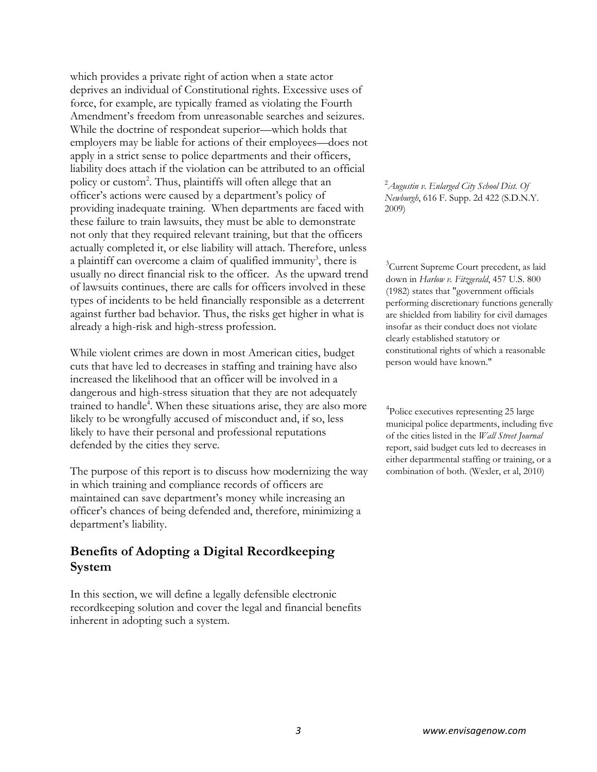which provides a private right of action when a state actor deprives an individual of Constitutional rights. Excessive uses of force, for example, are typically framed as violating the Fourth Amendment's freedom from unreasonable searches and seizures. While the doctrine of respondeat superior—which holds that employers may be liable for actions of their employees—does not apply in a strict sense to police departments and their officers, liability does attach if the violation can be attributed to an official policy or custom[2]. Thus, plaintiffs will often allege that an officer's actions were caused by a department's policy of providing inadequate training. When departments are faced with these failure to train lawsuits, they must be able to demonstrate not only that they required relevant training, but that the officers actually completed it, or else liability will attach. Therefore, unless a plaintiff can overcome a claim of qualified immunity[3], there is usually no direct financial risk to the officer. As the upward trend of lawsuits continues, there are calls for officers involved in these types of incidents to be held financially responsible as a deterrent against further bad behavior. Thus, the risks get higher in what is already a high-risk and high-stress profession.

While violent crimes are down in most American cities, budget cuts that have led to decreases in staffing and training have also increased the likelihood that an officer will be involved in a dangerous and high-stress situation that they are not adequately trained to handle[4]. When these situations arise, they are also more likely to be wrongfully accused of misconduct and, if so, less likely to have their personal and professional reputations defended by the cities they serve.

The purpose of this report is to discuss how modernizing the way in which training and compliance records of officers are maintained can save department's money while increasing an officer's chances of being defended and, therefore, minimizing a department's liability.

## Benefits of Adopting a Digital Recordkeeping System

In this section, we will define a legally defensible electronic recordkeeping solution and cover the legal and financial benefits inherent in adopting such a system.

---

[2] *Augustin v. Enlarged City School Dist. Of Newburgh*, 616 F. Supp. 2d 422 (S.D.N.Y. 2009)

[3] Current Supreme Court precedent, as laid down in *Harlow v. Fitzgerald*, 457 U.S. 800 (1982) states that "government officials performing discretionary functions generally are shielded from liability for civil damages insofar as their conduct does not violate clearly established statutory or constitutional rights of which a reasonable person would have known."

[4] Police executives representing 25 large municipal police departments, including five of the cities listed in the *Wall Street Journal* report, said budget cuts led to decreases in either departmental staffing or training, or a combination of both. (Wexler, et al, 2010)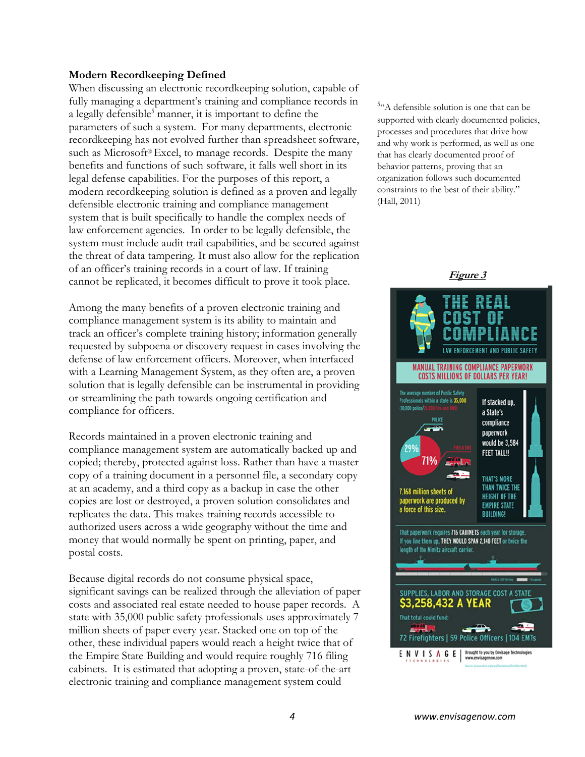## Modern Recordkeeping Defined

When discussing an electronic recordkeeping solution, capable of fully managing a department's training and compliance records in a legally defensible[5] manner, it is important to define the parameters of such a system. For many departments, electronic recordkeeping has not evolved further than spreadsheet software, such as Microsoft® Excel, to manage records. Despite the many benefits and functions of such software, it falls well short in its legal defense capabilities. For the purposes of this report, a modern recordkeeping solution is defined as a proven and legally defensible electronic training and compliance management system that is built specifically to handle the complex needs of law enforcement agencies. In order to be legally defensible, the system must include audit trail capabilities, and be secured against the threat of data tampering. It must also allow for the replication of an officer's training records in a court of law. If training cannot be replicated, it becomes difficult to prove it took place.

Among the many benefits of a proven electronic training and compliance management system is its ability to maintain and track an officer's complete training history; information generally requested by subpoena or discovery request in cases involving the defense of law enforcement officers. Moreover, when interfaced with a Learning Management System, as they often are, a proven solution that is legally defensible can be instrumental in providing or streamlining the path towards ongoing certification and compliance for officers.

Records maintained in a proven electronic training and compliance management system are automatically backed up and copied; thereby, protected against loss. Rather than have a master copy of a training document in a personnel file, a secondary copy at an academy, and a third copy as a backup in case the other copies are lost or destroyed, a proven solution consolidates and replicates the data. This makes training records accessible to authorized users across a wide geography without the time and money that would normally be spent on printing, paper, and postal costs.

Because digital records do not consume physical space, significant savings can be realized through the alleviation of paper costs and associated real estate needed to house paper records. A state with 35,000 public safety professionals uses approximately 7 million sheets of paper every year. Stacked one on top of the other, these individual papers would reach a height twice that of the Empire State Building and would require roughly 716 filing cabinets. It is estimated that adopting a proven, state-of-the-art electronic training and compliance management system could

[5] "A defensible solution is one that can be supported with clearly documented policies, processes and procedures that drive how and why work is performed, as well as one that has clearly documented proof of behavior patterns, proving that an organization follows such documented constraints to the best of their ability." (Hall, 2011)

***Figure 3***

THE REAL COST OF COMPLIANCE
LAW ENFORCEMENT AND PUBLIC SAFETY

MANUAL TRAINING COMPLIANCE PAPERWORK COSTS MILLIONS OF DOLLARS PER YEAR!

The average number of Public Safety Professionals within a state is 35,000 (10,000 police/25,000 Fire and EMS)

POLICE 29% | FIRE & EMS 71%

7.168 million sheets of paperwork are produced by a force of this size.

If stacked up, a State's compliance paperwork would be 3,584 FEET TALL!!

THAT'S MORE THAN TWICE THE HEIGHT OF THE EMPIRE STATE BUILDING!

That paperwork requires 716 CABINETS each year for storage. If you line them up, THEY WOULD SPAN 2,148 FEET or twice the length of the Nimitz aircraft carrier.

SUPPLIES, LABOR AND STORAGE COST A STATE $3,258,432 A YEAR

That total could fund:

72 Firefighters | 59 Police Officers | 104 EMTs

ENVISAGE TECHNOLOGIES | Brought to you by Envisage Technologies www.envisagenow.com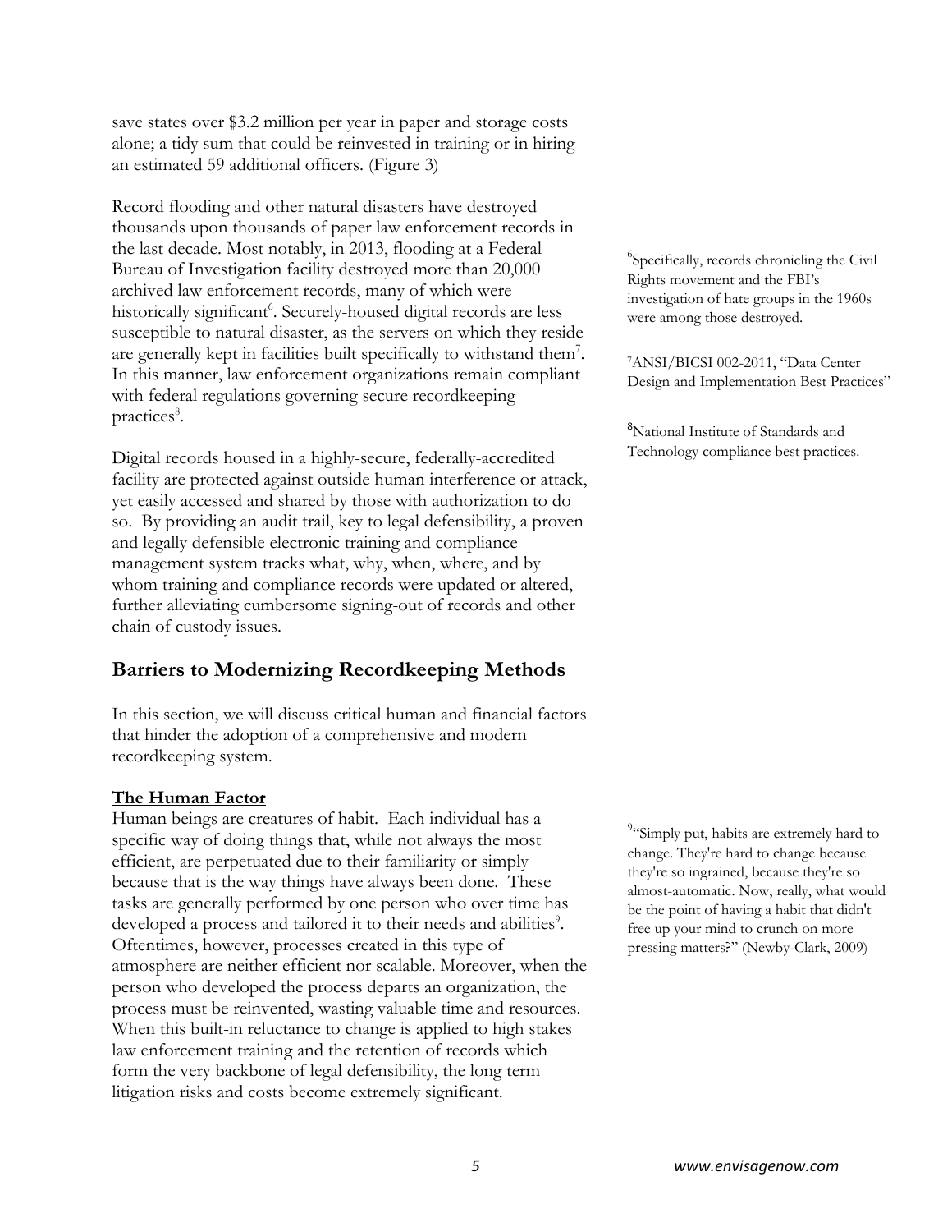save states over $3.2 million per year in paper and storage costs alone; a tidy sum that could be reinvested in training or in hiring an estimated 59 additional officers. (Figure 3)

Record flooding and other natural disasters have destroyed thousands upon thousands of paper law enforcement records in the last decade. Most notably, in 2013, flooding at a Federal Bureau of Investigation facility destroyed more than 20,000 archived law enforcement records, many of which were historically significant[6]. Securely-housed digital records are less susceptible to natural disaster, as the servers on which they reside are generally kept in facilities built specifically to withstand them[7]. In this manner, law enforcement organizations remain compliant with federal regulations governing secure recordkeeping practices[8].

Digital records housed in a highly-secure, federally-accredited facility are protected against outside human interference or attack, yet easily accessed and shared by those with authorization to do so. By providing an audit trail, key to legal defensibility, a proven and legally defensible electronic training and compliance management system tracks what, why, when, where, and by whom training and compliance records were updated or altered, further alleviating cumbersome signing-out of records and other chain of custody issues.

## Barriers to Modernizing Recordkeeping Methods

In this section, we will discuss critical human and financial factors that hinder the adoption of a comprehensive and modern recordkeeping system.

**The Human Factor**

Human beings are creatures of habit. Each individual has a specific way of doing things that, while not always the most efficient, are perpetuated due to their familiarity or simply because that is the way things have always been done. These tasks are generally performed by one person who over time has developed a process and tailored it to their needs and abilities[9]. Oftentimes, however, processes created in this type of atmosphere are neither efficient nor scalable. Moreover, when the person who developed the process departs an organization, the process must be reinvented, wasting valuable time and resources. When this built-in reluctance to change is applied to high stakes law enforcement training and the retention of records which form the very backbone of legal defensibility, the long term litigation risks and costs become extremely significant.

[6] Specifically, records chronicling the Civil Rights movement and the FBI's investigation of hate groups in the 1960s were among those destroyed.

[7] ANSI/BICSI 002-2011, "Data Center Design and Implementation Best Practices"

[8] National Institute of Standards and Technology compliance best practices.

[9] "Simply put, habits are extremely hard to change. They're hard to change because they're so ingrained, because they're so almost-automatic. Now, really, what would be the point of having a habit that didn't free up your mind to crunch on more pressing matters?" (Newby-Clark, 2009)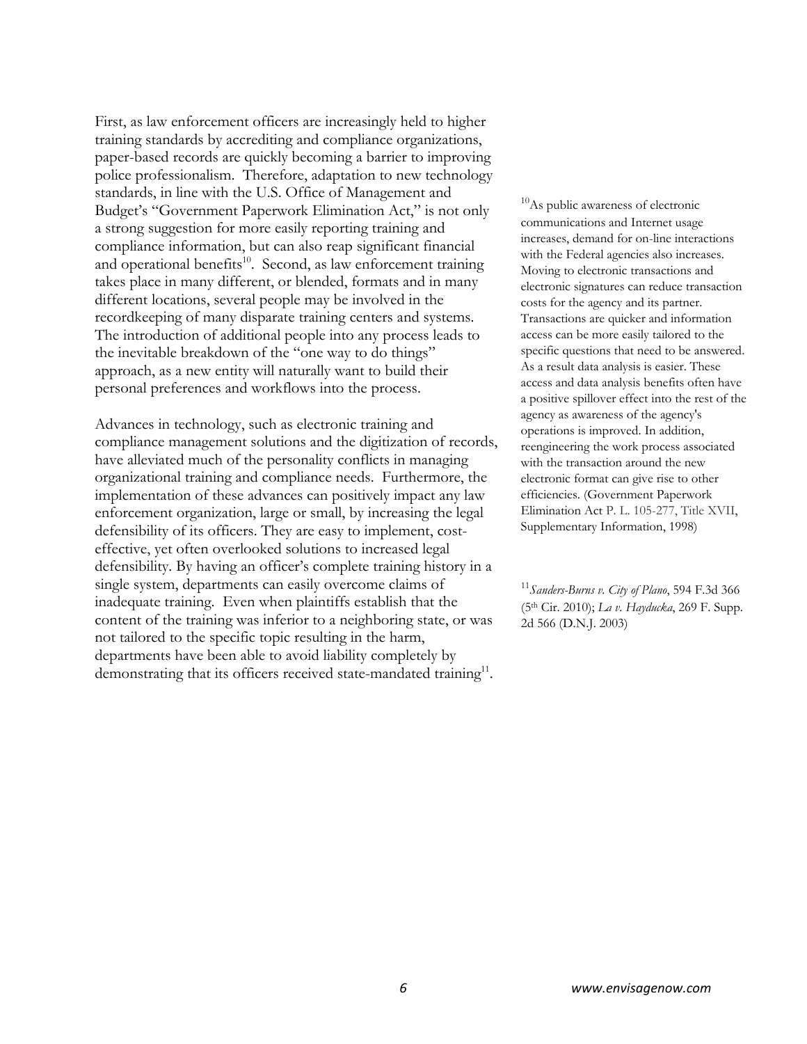First, as law enforcement officers are increasingly held to higher training standards by accrediting and compliance organizations, paper-based records are quickly becoming a barrier to improving police professionalism. Therefore, adaptation to new technology standards, in line with the U.S. Office of Management and Budget's "Government Paperwork Elimination Act," is not only a strong suggestion for more easily reporting training and compliance information, but can also reap significant financial and operational benefits[10]. Second, as law enforcement training takes place in many different, or blended, formats and in many different locations, several people may be involved in the recordkeeping of many disparate training centers and systems. The introduction of additional people into any process leads to the inevitable breakdown of the "one way to do things" approach, as a new entity will naturally want to build their personal preferences and workflows into the process.

Advances in technology, such as electronic training and compliance management solutions and the digitization of records, have alleviated much of the personality conflicts in managing organizational training and compliance needs. Furthermore, the implementation of these advances can positively impact any law enforcement organization, large or small, by increasing the legal defensibility of its officers. They are easy to implement, cost-effective, yet often overlooked solutions to increased legal defensibility. By having an officer's complete training history in a single system, departments can easily overcome claims of inadequate training. Even when plaintiffs establish that the content of the training was inferior to a neighboring state, or was not tailored to the specific topic resulting in the harm, departments have been able to avoid liability completely by demonstrating that its officers received state-mandated training[11].

[10] As public awareness of electronic communications and Internet usage increases, demand for on-line interactions with the Federal agencies also increases. Moving to electronic transactions and electronic signatures can reduce transaction costs for the agency and its partner. Transactions are quicker and information access can be more easily tailored to the specific questions that need to be answered. As a result data analysis is easier. These access and data analysis benefits often have a positive spillover effect into the rest of the agency as awareness of the agency's operations is improved. In addition, reengineering the work process associated with the transaction around the new electronic format can give rise to other efficiencies. (Government Paperwork Elimination Act P. L. 105-277, Title XVII, Supplementary Information, 1998)

[11] *Sanders-Burns v. City of Plano*, 594 F.3d 366 (5th Cir. 2010); *La v. Hayducka*, 269 F. Supp. 2d 566 (D.N.J. 2003)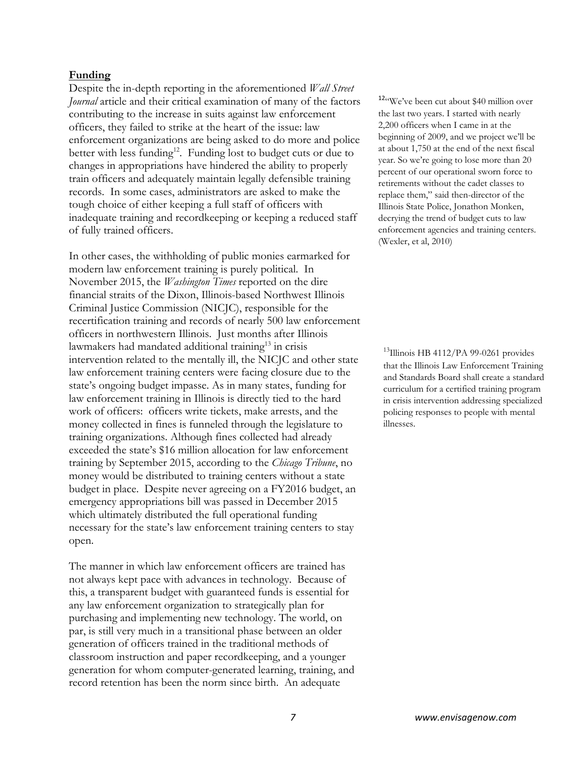## **Funding**

Despite the in-depth reporting in the aforementioned *Wall Street Journal* article and their critical examination of many of the factors contributing to the increase in suits against law enforcement officers, they failed to strike at the heart of the issue: law enforcement organizations are being asked to do more and police better with less funding[12]. Funding lost to budget cuts or due to changes in appropriations have hindered the ability to properly train officers and adequately maintain legally defensible training records. In some cases, administrators are asked to make the tough choice of either keeping a full staff of officers with inadequate training and recordkeeping or keeping a reduced staff of fully trained officers.

In other cases, the withholding of public monies earmarked for modern law enforcement training is purely political. In November 2015, the *Washington Times* reported on the dire financial straits of the Dixon, Illinois-based Northwest Illinois Criminal Justice Commission (NICJC), responsible for the recertification training and records of nearly 500 law enforcement officers in northwestern Illinois. Just months after Illinois lawmakers had mandated additional training[13] in crisis intervention related to the mentally ill, the NICJC and other state law enforcement training centers were facing closure due to the state's ongoing budget impasse. As in many states, funding for law enforcement training in Illinois is directly tied to the hard work of officers: officers write tickets, make arrests, and the money collected in fines is funneled through the legislature to training organizations. Although fines collected had already exceeded the state's $16 million allocation for law enforcement training by September 2015, according to the *Chicago Tribune*, no money would be distributed to training centers without a state budget in place. Despite never agreeing on a FY2016 budget, an emergency appropriations bill was passed in December 2015 which ultimately distributed the full operational funding necessary for the state's law enforcement training centers to stay open.

The manner in which law enforcement officers are trained has not always kept pace with advances in technology. Because of this, a transparent budget with guaranteed funds is essential for any law enforcement organization to strategically plan for purchasing and implementing new technology. The world, on par, is still very much in a transitional phase between an older generation of officers trained in the traditional methods of classroom instruction and paper recordkeeping, and a younger generation for whom computer-generated learning, training, and record retention has been the norm since birth. An adequate

[12] "We've been cut about $40 million over the last two years. I started with nearly 2,200 officers when I came in at the beginning of 2009, and we project we'll be at about 1,750 at the end of the next fiscal year. So we're going to lose more than 20 percent of our operational sworn force to retirements without the cadet classes to replace them," said then-director of the Illinois State Police, Jonathon Monken, decrying the trend of budget cuts to law enforcement agencies and training centers. (Wexler, et al, 2010)

[13] Illinois HB 4112/PA 99-0261 provides that the Illinois Law Enforcement Training and Standards Board shall create a standard curriculum for a certified training program in crisis intervention addressing specialized policing responses to people with mental illnesses.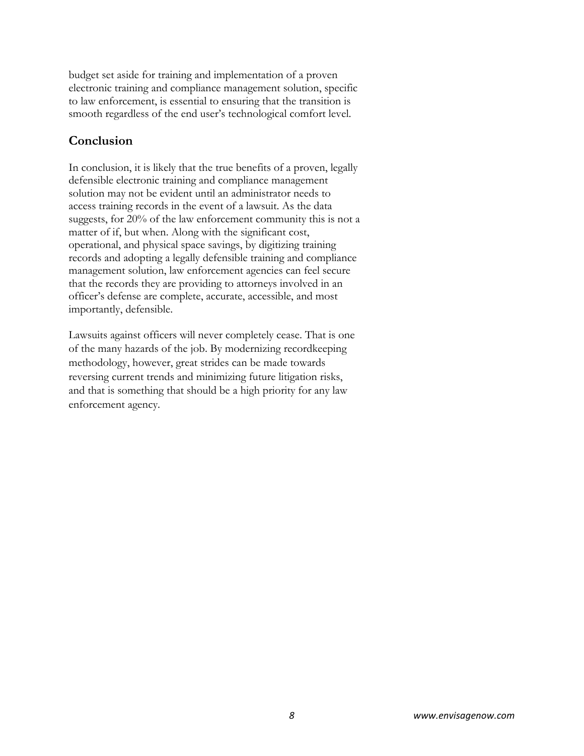budget set aside for training and implementation of a proven electronic training and compliance management solution, specific to law enforcement, is essential to ensuring that the transition is smooth regardless of the end user's technological comfort level.

## Conclusion

In conclusion, it is likely that the true benefits of a proven, legally defensible electronic training and compliance management solution may not be evident until an administrator needs to access training records in the event of a lawsuit. As the data suggests, for 20% of the law enforcement community this is not a matter of if, but when. Along with the significant cost, operational, and physical space savings, by digitizing training records and adopting a legally defensible training and compliance management solution, law enforcement agencies can feel secure that the records they are providing to attorneys involved in an officer's defense are complete, accurate, accessible, and most importantly, defensible.

Lawsuits against officers will never completely cease. That is one of the many hazards of the job. By modernizing recordkeeping methodology, however, great strides can be made towards reversing current trends and minimizing future litigation risks, and that is something that should be a high priority for any law enforcement agency.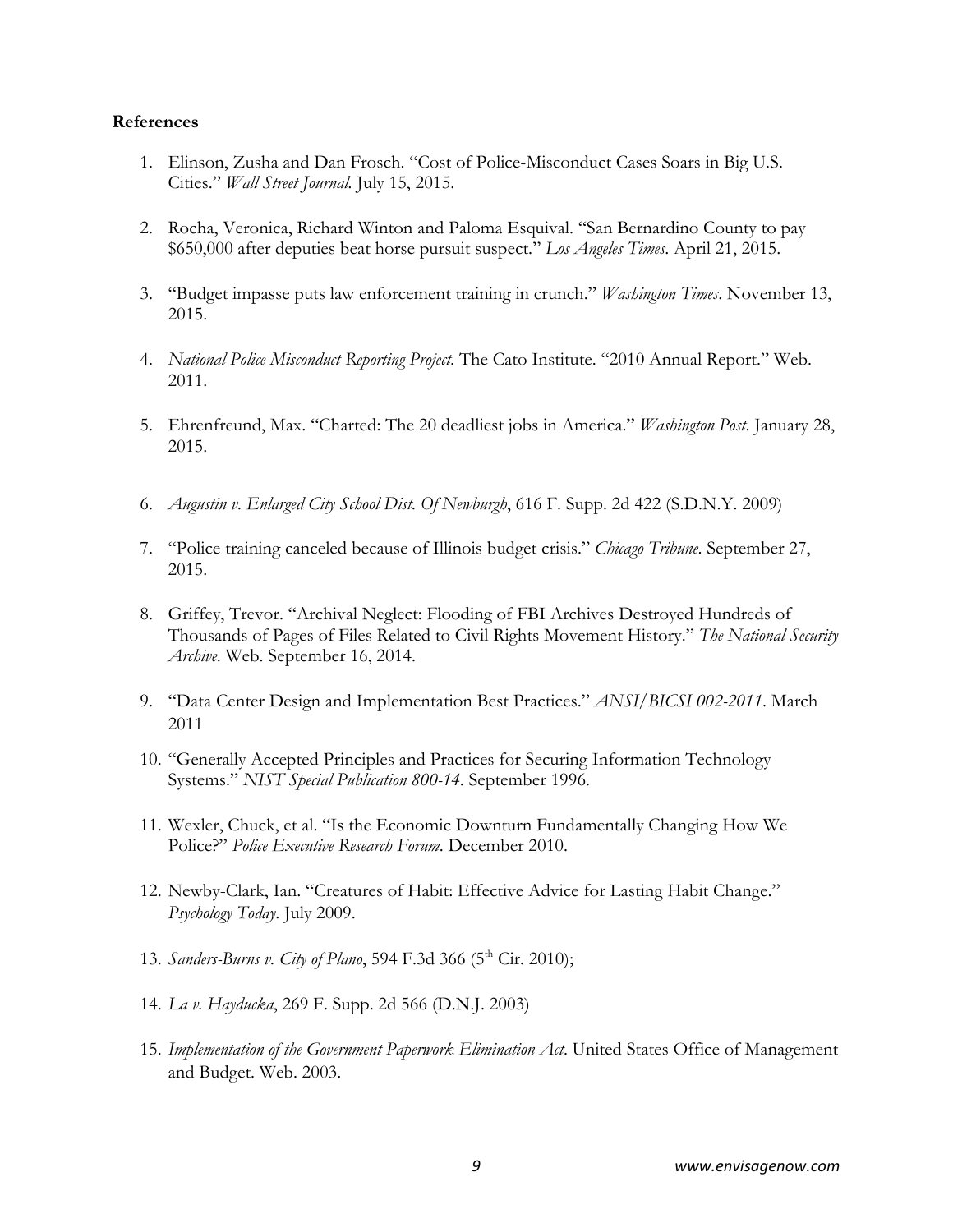**References**

1. Elinson, Zusha and Dan Frosch. "Cost of Police-Misconduct Cases Soars in Big U.S. Cities." *Wall Street Journal*. July 15, 2015.

2. Rocha, Veronica, Richard Winton and Paloma Esquival. "San Bernardino County to pay $650,000 after deputies beat horse pursuit suspect." *Los Angeles Times*. April 21, 2015.

3. "Budget impasse puts law enforcement training in crunch." *Washington Times*. November 13, 2015.

4. *National Police Misconduct Reporting Project*. The Cato Institute. "2010 Annual Report." Web. 2011.

5. Ehrenfreund, Max. "Charted: The 20 deadliest jobs in America." *Washington Post*. January 28, 2015.

6. *Augustin v. Enlarged City School Dist. Of Newburgh*, 616 F. Supp. 2d 422 (S.D.N.Y. 2009)

7. "Police training canceled because of Illinois budget crisis." *Chicago Tribune*. September 27, 2015.

8. Griffey, Trevor. "Archival Neglect: Flooding of FBI Archives Destroyed Hundreds of Thousands of Pages of Files Related to Civil Rights Movement History." *The National Security Archive*. Web. September 16, 2014.

9. "Data Center Design and Implementation Best Practices." *ANSI/BICSI 002-2011*. March 2011

10. "Generally Accepted Principles and Practices for Securing Information Technology Systems." *NIST Special Publication 800-14*. September 1996.

11. Wexler, Chuck, et al. "Is the Economic Downturn Fundamentally Changing How We Police?" *Police Executive Research Forum*. December 2010.

12. Newby-Clark, Ian. "Creatures of Habit: Effective Advice for Lasting Habit Change." *Psychology Today*. July 2009.

13. *Sanders-Burns v. City of Plano*, 594 F.3d 366 (5th Cir. 2010);

14. *La v. Haydućka*, 269 F. Supp. 2d 566 (D.N.J. 2003)

15. *Implementation of the Government Paperwork Elimination Act*. United States Office of Management and Budget. Web. 2003.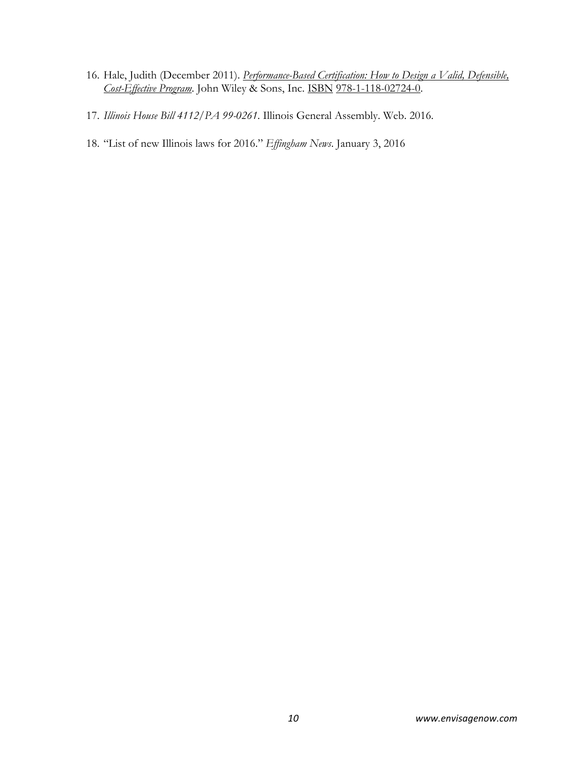16. Hale, Judith (December 2011). *Performance-Based Certification: How to Design a Valid, Defensible, Cost-Effective Program*. John Wiley & Sons, Inc. ISBN 978-1-118-02724-0.

17. *Illinois House Bill 4112/PA 99-0261*. Illinois General Assembly. Web. 2016.

18. "List of new Illinois laws for 2016." *Effingham News*. January 3, 2016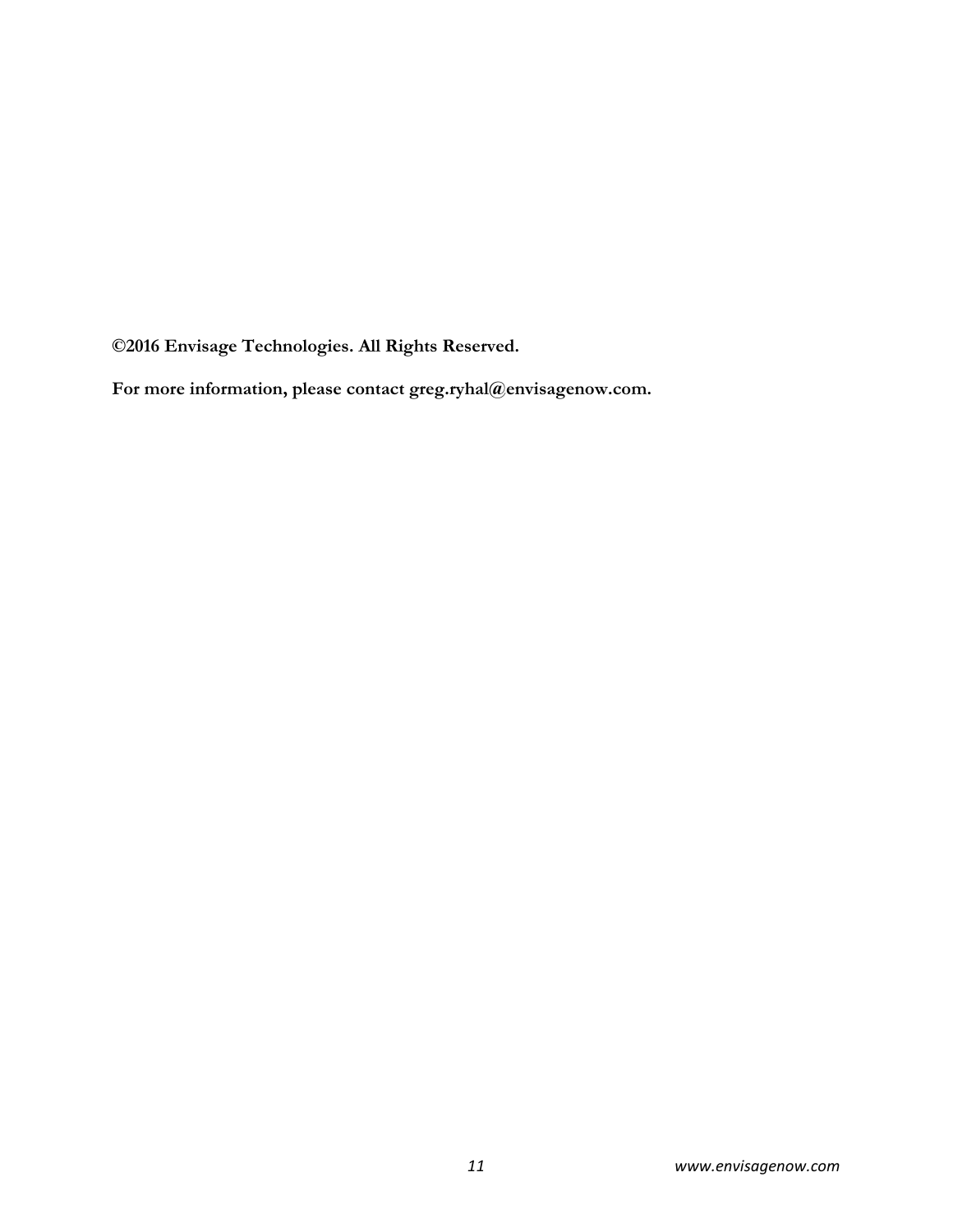**©2016 Envisage Technologies. All Rights Reserved.**

**For more information, please contact greg.ryhal@envisagenow.com.**